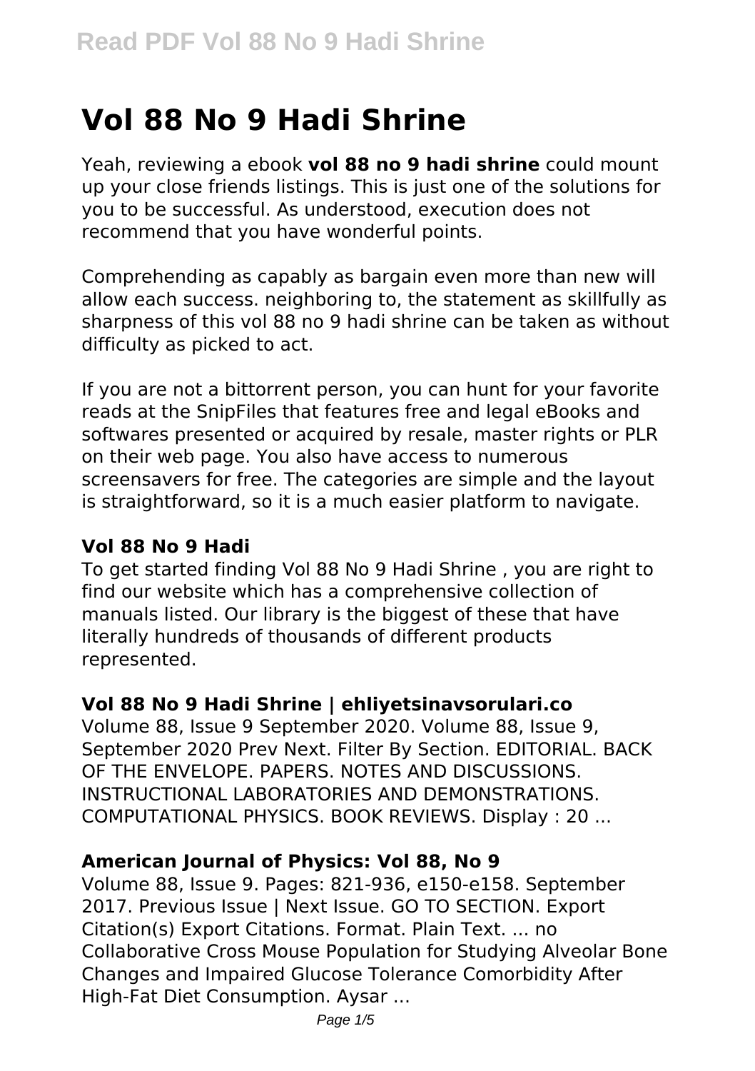# Vol 88 No 9 Hadi Shrine

Yeah, reviewing a ebook **vol 88 no 9 hadi shrine** could mount up your close friends listings. This is just one of the solutions for you to be successful. As understood, execution does not recommend that you have wonderful points.

Comprehending as capably as bargain even more than new will allow each success. neighboring to, the statement as skillfully as sharpness of this vol 88 no 9 hadi shrine can be taken as without difficulty as picked to act.

If you are not a bittorrent person, you can hunt for your favorite reads at the SnipFiles that features free and legal eBooks and softwares presented or acquired by resale, master rights or PLR on their web page. You also have access to numerous screensavers for free. The categories are simple and the layout is straightforward, so it is a much easier platform to navigate.

### Vol 88 No 9 Hadi

To get started finding Vol 88 No 9 Hadi Shrine , you are right to find our website which has a comprehensive collection of manuals listed. Our library is the biggest of these that have literally hundreds of thousands of different products represented.

### Vol 88 No 9 Hadi Shrine | ehliyetsinavsorulari.co

Volume 88, Issue 9 September 2020. Volume 88, Issue 9, September 2020 Prev Next. Filter By Section. EDITORIAL. BACK OF THE ENVELOPE. PAPERS. NOTES AND DISCUSSIONS. INSTRUCTIONAL LABORATORIES AND DEMONSTRATIONS. COMPUTATIONAL PHYSICS. BOOK REVIEWS. Display : 20 ...

### American Journal of Physics: Vol 88, No 9

Volume 88, Issue 9. Pages: 821-936, e150-e158. September 2017. Previous Issue | Next Issue. GO TO SECTION. Export Citation(s) Export Citations. Format. Plain Text. ... no Collaborative Cross Mouse Population for Studying Alveolar Bone Changes and Impaired Glucose Tolerance Comorbidity After High-Fat Diet Consumption. Aysar ...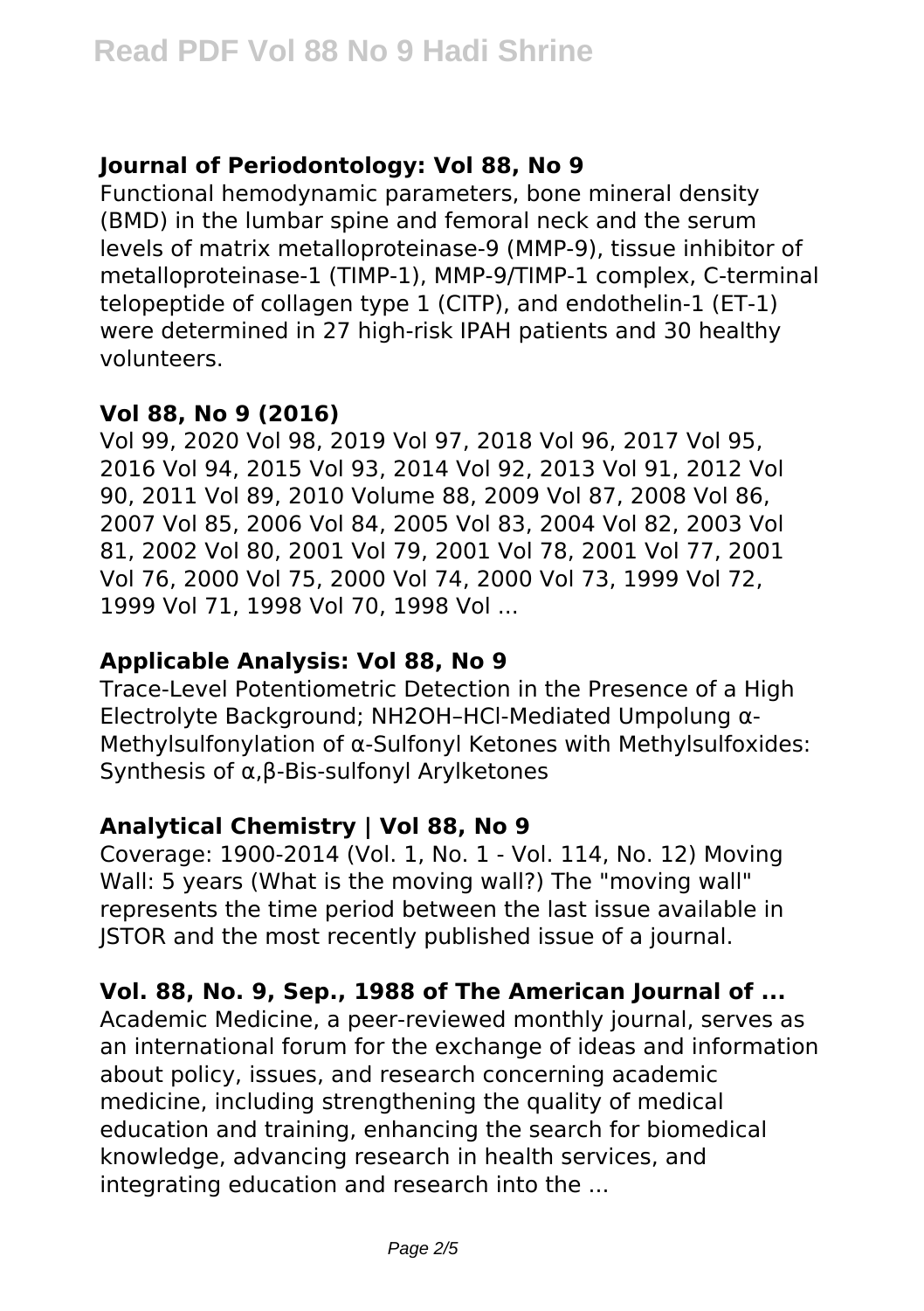### Journal of Periodontology: Vol 88, No 9

Functional hemodynamic parameters, bone mineral density (BMD) in the lumbar spine and femoral neck and the serum levels of matrix metalloproteinase-9 (MMP-9), tissue inhibitor of metalloproteinase-1 (TIMP-1), MMP-9/TIMP-1 complex, C-terminal telopeptide of collagen type 1 (CITP), and endothelin-1 (ET-1) were determined in 27 high-risk IPAH patients and 30 healthy volunteers.

### Vol 88, No 9 (2016)

Vol 99, 2020 Vol 98, 2019 Vol 97, 2018 Vol 96, 2017 Vol 95, 2016 Vol 94, 2015 Vol 93, 2014 Vol 92, 2013 Vol 91, 2012 Vol 90, 2011 Vol 89, 2010 Volume 88, 2009 Vol 87, 2008 Vol 86, 2007 Vol 85, 2006 Vol 84, 2005 Vol 83, 2004 Vol 82, 2003 Vol 81, 2002 Vol 80, 2001 Vol 79, 2001 Vol 78, 2001 Vol 77, 2001 Vol 76, 2000 Vol 75, 2000 Vol 74, 2000 Vol 73, 1999 Vol 72, 1999 Vol 71, 1998 Vol 70, 1998 Vol ...

### Applicable Analysis: Vol 88, No 9

Trace-Level Potentiometric Detection in the Presence of a High Electrolyte Background; $NH_2OH$–HCl-Mediated Umpolung α-Methylsulfonylation of α-Sulfonyl Ketones with Methylsulfoxides: Synthesis of α,β-Bis-sulfonyl Arylketones

### Analytical Chemistry | Vol 88, No 9

Coverage: 1900-2014 (Vol. 1, No. 1 - Vol. 114, No. 12) Moving Wall: 5 years (What is the moving wall?) The "moving wall" represents the time period between the last issue available in JSTOR and the most recently published issue of a journal.

### Vol. 88, No. 9, Sep., 1988 of The American Journal of ...

Academic Medicine, a peer-reviewed monthly journal, serves as an international forum for the exchange of ideas and information about policy, issues, and research concerning academic medicine, including strengthening the quality of medical education and training, enhancing the search for biomedical knowledge, advancing research in health services, and integrating education and research into the ...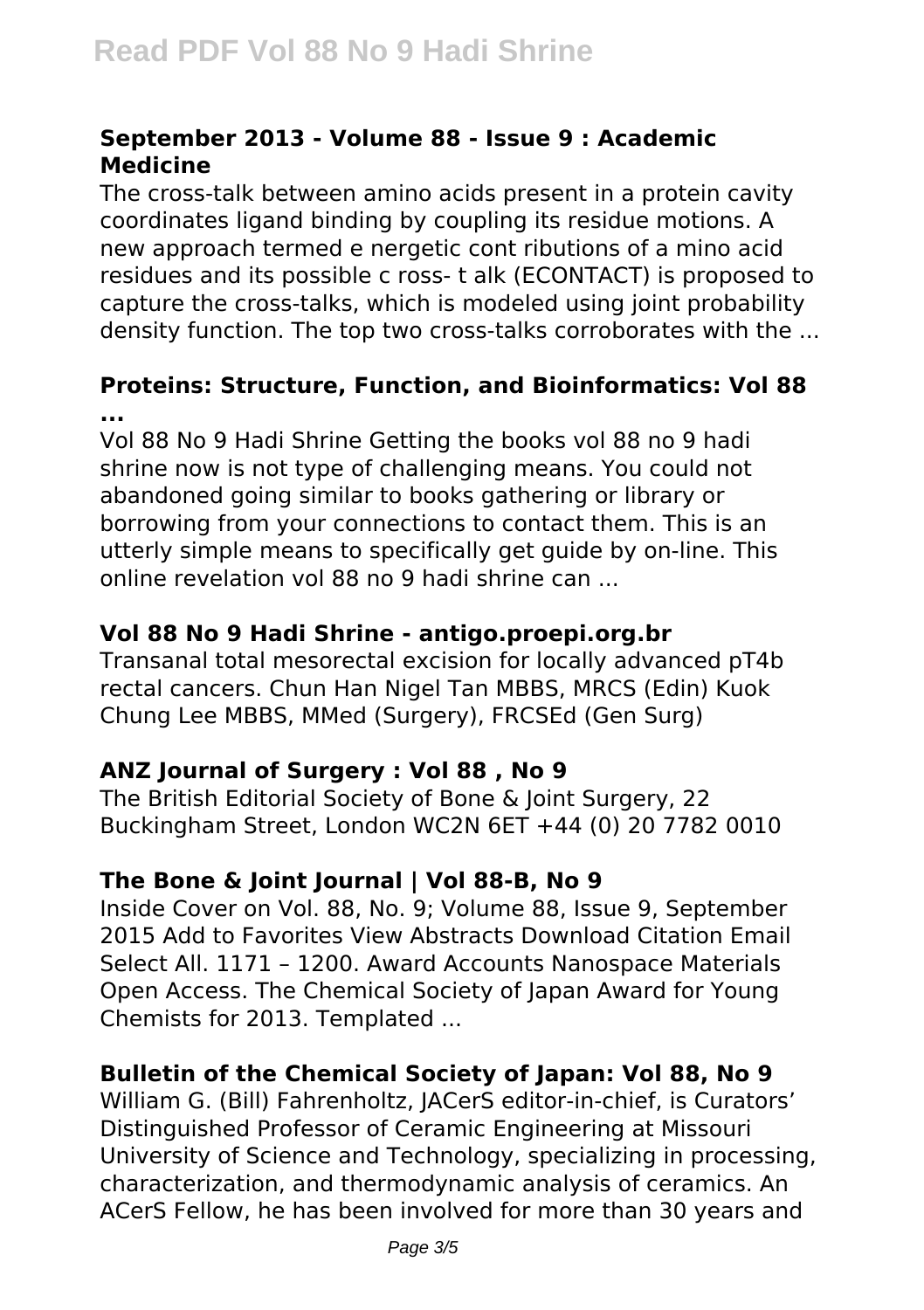### September 2013 - Volume 88 - Issue 9 : Academic Medicine

The cross-talk between amino acids present in a protein cavity coordinates ligand binding by coupling its residue motions. A new approach termed e nergetic cont ributions of a mino acid residues and its possible c ross- t alk (ECONTACT) is proposed to capture the cross-talks, which is modeled using joint probability density function. The top two cross-talks corroborates with the ...

### Proteins: Structure, Function, and Bioinformatics: Vol 88 ...

Vol 88 No 9 Hadi Shrine Getting the books vol 88 no 9 hadi shrine now is not type of challenging means. You could not abandoned going similar to books gathering or library or borrowing from your connections to contact them. This is an utterly simple means to specifically get guide by on-line. This online revelation vol 88 no 9 hadi shrine can ...

### Vol 88 No 9 Hadi Shrine - antigo.proepi.org.br

Transanal total mesorectal excision for locally advanced pT4b rectal cancers. Chun Han Nigel Tan MBBS, MRCS (Edin) Kuok Chung Lee MBBS, MMed (Surgery), FRCSEd (Gen Surg)

### ANZ Journal of Surgery : Vol 88 , No 9

The British Editorial Society of Bone & Joint Surgery, 22 Buckingham Street, London WC2N 6ET +44 (0) 20 7782 0010

### The Bone & Joint Journal | Vol 88-B, No 9

Inside Cover on Vol. 88, No. 9; Volume 88, Issue 9, September 2015 Add to Favorites View Abstracts Download Citation Email Select All. 1171 – 1200. Award Accounts Nanospace Materials Open Access. The Chemical Society of Japan Award for Young Chemists for 2013. Templated ...

### Bulletin of the Chemical Society of Japan: Vol 88, No 9

William G. (Bill) Fahrenholtz, JACerS editor-in-chief, is Curators' Distinguished Professor of Ceramic Engineering at Missouri University of Science and Technology, specializing in processing, characterization, and thermodynamic analysis of ceramics. An ACerS Fellow, he has been involved for more than 30 years and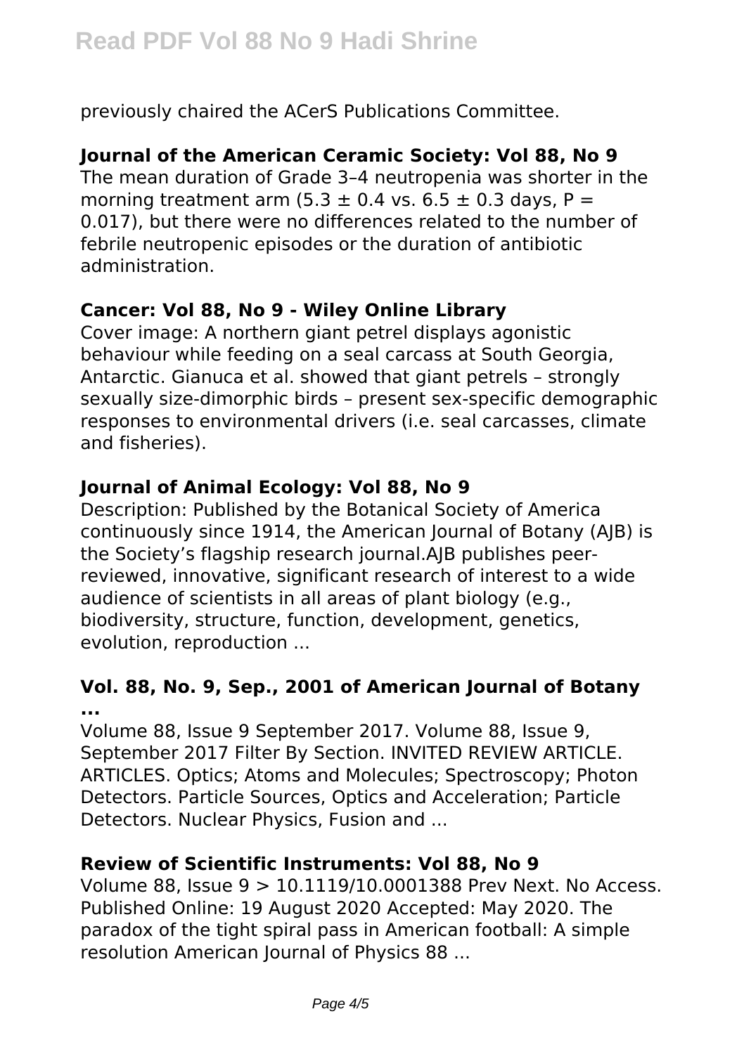previously chaired the ACerS Publications Committee.

**Journal of the American Ceramic Society: Vol 88, No 9**

The mean duration of Grade 3–4 neutropenia was shorter in the morning treatment arm ($5.3 \pm 0.4$ vs. $6.5 \pm 0.3$ days, $P = 0.017$), but there were no differences related to the number of febrile neutropenic episodes or the duration of antibiotic administration.

**Cancer: Vol 88, No 9 - Wiley Online Library**

Cover image: A northern giant petrel displays agonistic behaviour while feeding on a seal carcass at South Georgia, Antarctic. Gianuca et al. showed that giant petrels – strongly sexually size-dimorphic birds – present sex-specific demographic responses to environmental drivers (i.e. seal carcasses, climate and fisheries).

**Journal of Animal Ecology: Vol 88, No 9**

Description: Published by the Botanical Society of America continuously since 1914, the American Journal of Botany (AJB) is the Society's flagship research journal.AJB publishes peer-reviewed, innovative, significant research of interest to a wide audience of scientists in all areas of plant biology (e.g., biodiversity, structure, function, development, genetics, evolution, reproduction ...

**Vol. 88, No. 9, Sep., 2001 of American Journal of Botany ...**

Volume 88, Issue 9 September 2017. Volume 88, Issue 9, September 2017 Filter By Section. INVITED REVIEW ARTICLE. ARTICLES. Optics; Atoms and Molecules; Spectroscopy; Photon Detectors. Particle Sources, Optics and Acceleration; Particle Detectors. Nuclear Physics, Fusion and ...

**Review of Scientific Instruments: Vol 88, No 9**

Volume 88, Issue 9 > 10.1119/10.0001388 Prev Next. No Access. Published Online: 19 August 2020 Accepted: May 2020. The paradox of the tight spiral pass in American football: A simple resolution American Journal of Physics 88 ...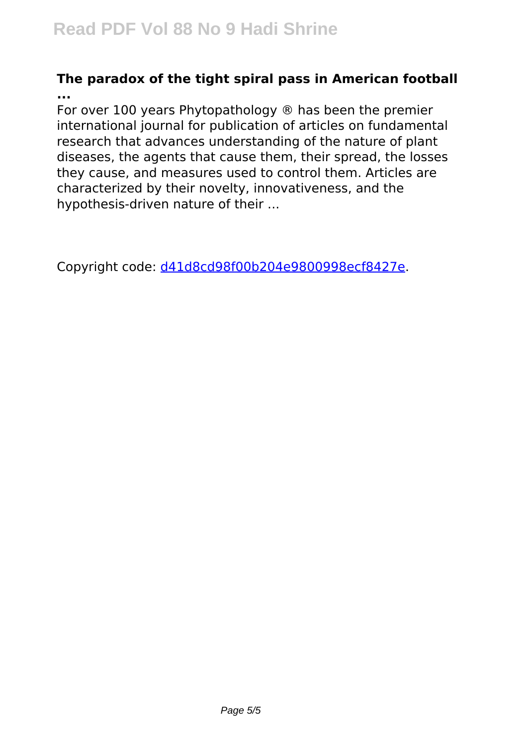### The paradox of the tight spiral pass in American football ...

For over 100 years Phytopathology ® has been the premier international journal for publication of articles on fundamental research that advances understanding of the nature of plant diseases, the agents that cause them, their spread, the losses they cause, and measures used to control them. Articles are characterized by their novelty, innovativeness, and the hypothesis-driven nature of their ...

Copyright code: d41d8cd98f00b204e9800998ecf8427e.